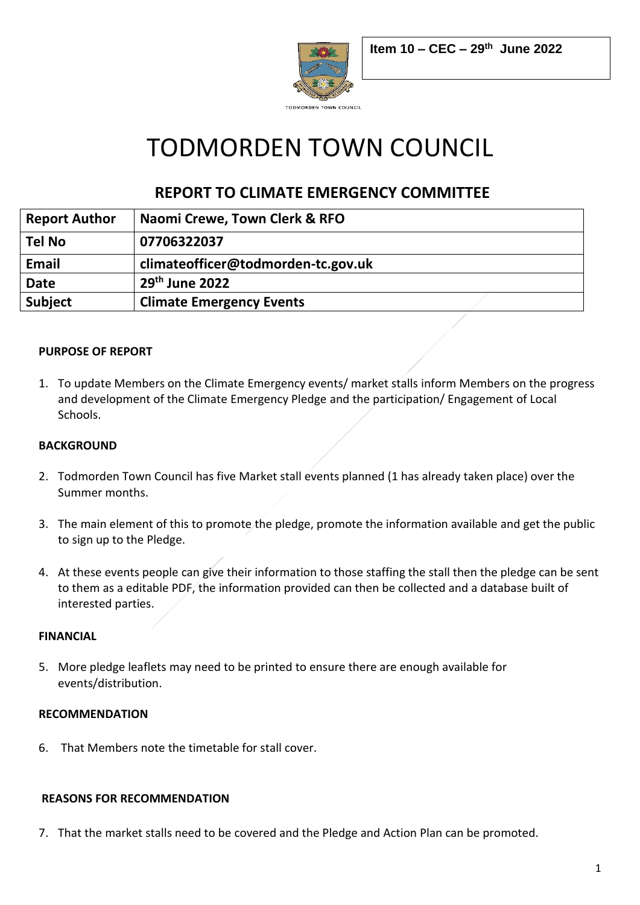Item 10 – CEC – 29th June 2022

TODMORDEN TOWN COUNCIL

# TODMORDEN TOWN COUNCIL

## REPORT TO CLIMATE EMERGENCY COMMITTEE

| Report Author | Naomi Crewe, Town Clerk & RFO |
| --- | --- |
| Tel No | 07706322037 |
| Email | climateofficer@todmorden-tc.gov.uk |
| Date | 29th June 2022 |
| Subject | Climate Emergency Events |

**PURPOSE OF REPORT**

1. To update Members on the Climate Emergency events/ market stalls inform Members on the progress and development of the Climate Emergency Pledge and the participation/ Engagement of Local Schools.

**BACKGROUND**

2. Todmorden Town Council has five Market stall events planned (1 has already taken place) over the Summer months.

3. The main element of this to promote the pledge, promote the information available and get the public to sign up to the Pledge.

4. At these events people can give their information to those staffing the stall then the pledge can be sent to them as a editable PDF, the information provided can then be collected and a database built of interested parties.

**FINANCIAL**

5. More pledge leaflets may need to be printed to ensure there are enough available for events/distribution.

**RECOMMENDATION**

6. That Members note the timetable for stall cover.

**REASONS FOR RECOMMENDATION**

7. That the market stalls need to be covered and the Pledge and Action Plan can be promoted.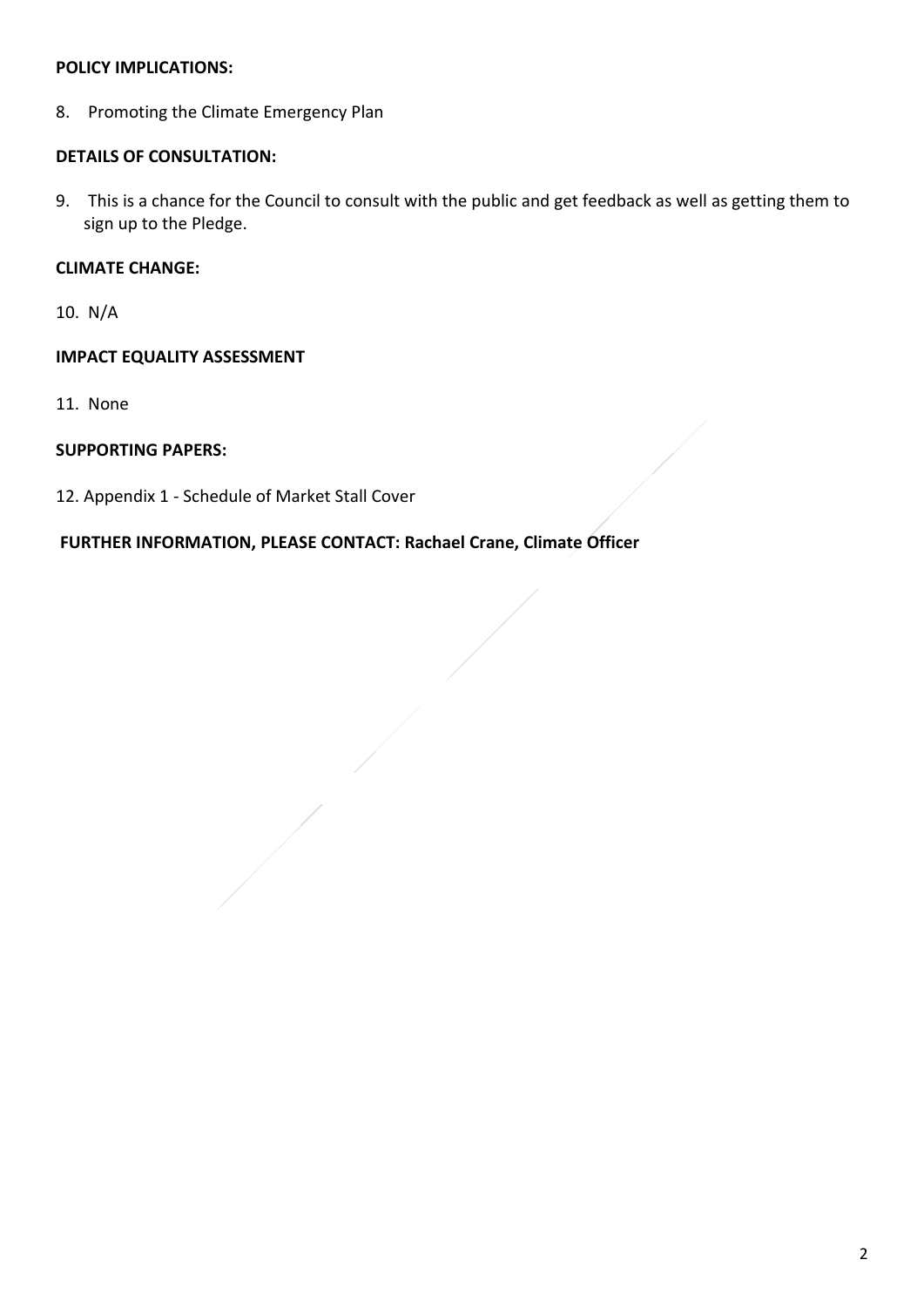**POLICY IMPLICATIONS:**

8. Promoting the Climate Emergency Plan

**DETAILS OF CONSULTATION:**

9. This is a chance for the Council to consult with the public and get feedback as well as getting them to sign up to the Pledge.

**CLIMATE CHANGE:**

10. N/A

**IMPACT EQUALITY ASSESSMENT**

11. None

**SUPPORTING PAPERS:**

12. Appendix 1 - Schedule of Market Stall Cover

**FURTHER INFORMATION, PLEASE CONTACT: Rachael Crane, Climate Officer**